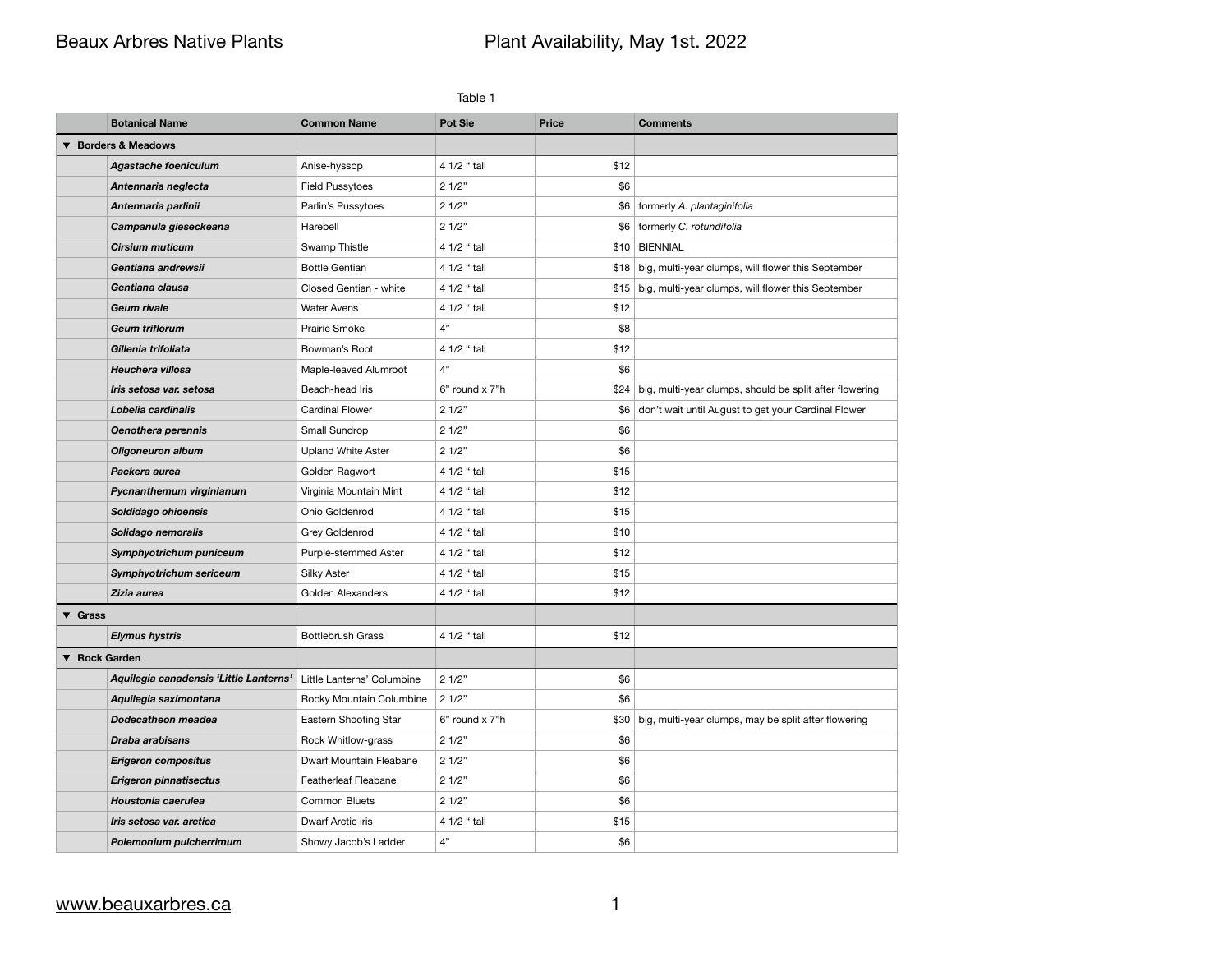# Beaux Arbres Native Plants

## Plant Availability, May 1st. 2022

Table 1

| | Botanical Name | Common Name | Pot Sie | Price | Comments |
|---|---|---|---|---|---|
| ▼ Borders & Meadows | | | | | |
| | ***Agastache foeniculum*** | Anise-hyssop | 4 1/2 " tall | $12 | |
| | ***Antennaria neglecta*** | Field Pussytoes | 2 1/2" | $6 | |
| | ***Antennaria parlinii*** | Parlin's Pussytoes | 2 1/2" | $6 | formerly *A. plantaginifolia* |
| | ***Campanula gieseckeana*** | Harebell | 2 1/2" | $6 | formerly *C. rotundifolia* |
| | ***Cirsium muticum*** | Swamp Thistle | 4 1/2 " tall | $10 | BIENNIAL |
| | ***Gentiana andrewsii*** | Bottle Gentian | 4 1/2 " tall | $18 | big, multi-year clumps, will flower this September |
| | ***Gentiana clausa*** | Closed Gentian - white | 4 1/2 " tall | $15 | big, multi-year clumps, will flower this September |
| | ***Geum rivale*** | Water Avens | 4 1/2 " tall | $12 | |
| | ***Geum triflorum*** | Prairie Smoke | 4" | $8 | |
| | ***Gillenia trifoliata*** | Bowman's Root | 4 1/2 " tall | $12 | |
| | ***Heuchera villosa*** | Maple-leaved Alumroot | 4" | $6 | |
| | ***Iris setosa var. setosa*** | Beach-head Iris | 6" round x 7"h | $24 | big, multi-year clumps, should be split after flowering |
| | ***Lobelia cardinalis*** | Cardinal Flower | 2 1/2" | $6 | don't wait until August to get your Cardinal Flower |
| | ***Oenothera perennis*** | Small Sundrop | 2 1/2" | $6 | |
| | ***Oligoneuron album*** | Upland White Aster | 2 1/2" | $6 | |
| | ***Packera aurea*** | Golden Ragwort | 4 1/2 " tall | $15 | |
| | ***Pycnanthemum virginianum*** | Virginia Mountain Mint | 4 1/2 " tall | $12 | |
| | ***Soldidago ohioensis*** | Ohio Goldenrod | 4 1/2 " tall | $15 | |
| | ***Solidago nemoralis*** | Grey Goldenrod | 4 1/2 " tall | $10 | |
| | ***Symphyotrichum puniceum*** | Purple-stemmed Aster | 4 1/2 " tall | $12 | |
| | ***Symphyotrichum sericeum*** | Silky Aster | 4 1/2 " tall | $15 | |
| | ***Zizia aurea*** | Golden Alexanders | 4 1/2 " tall | $12 | |
| ▼ Grass | | | | | |
| | ***Elymus hystris*** | Bottlebrush Grass | 4 1/2 " tall | $12 | |
| ▼ Rock Garden | | | | | |
| | ***Aquilegia canadensis 'Little Lanterns'*** | Little Lanterns' Columbine | 2 1/2" | $6 | |
| | ***Aquilegia saximontana*** | Rocky Mountain Columbine | 2 1/2" | $6 | |
| | ***Dodecatheon meadea*** | Eastern Shooting Star | 6" round x 7"h | $30 | big, multi-year clumps, may be split after flowering |
| | ***Draba arabisans*** | Rock Whitlow-grass | 2 1/2" | $6 | |
| | ***Erigeron compositus*** | Dwarf Mountain Fleabane | 2 1/2" | $6 | |
| | ***Erigeron pinnatisectus*** | Featherleaf Fleabane | 2 1/2" | $6 | |
| | ***Houstonia caerulea*** | Common Bluets | 2 1/2" | $6 | |
| | ***Iris setosa var. arctica*** | Dwarf Arctic iris | 4 1/2 " tall | $15 | |
| | ***Polemonium pulcherrimum*** | Showy Jacob's Ladder | 4" | $6 | |

www.beauxarbres.ca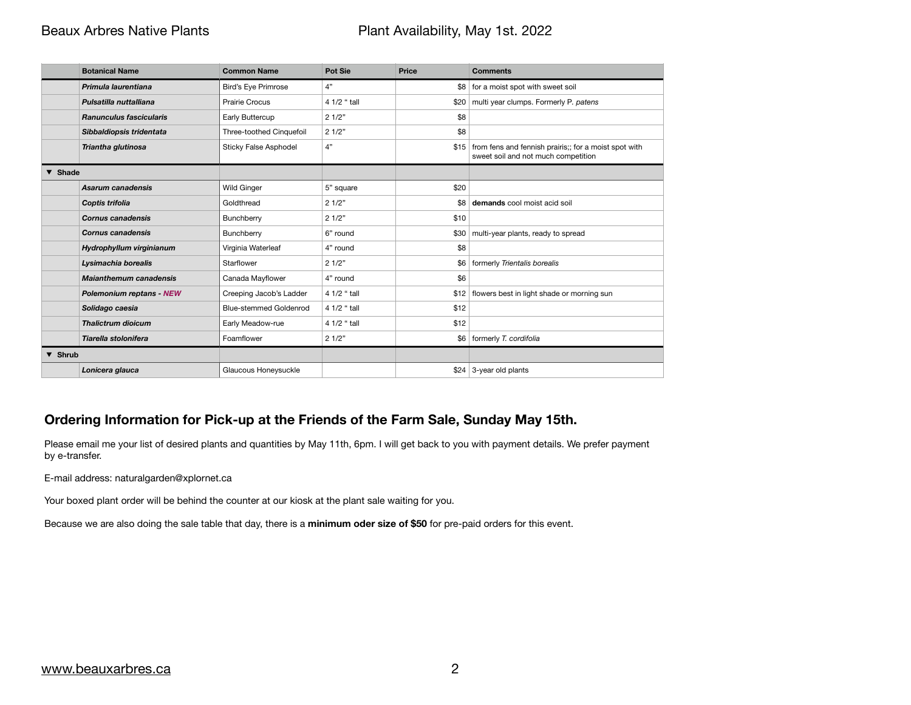| | Botanical Name | Common Name | Pot Sie | Price | Comments |
|---|---|---|---|---|---|
| | ***Primula laurentiana*** | Bird's Eye Primrose | 4" | $8 | for a moist spot with sweet soil |
| | ***Pulsatilla nuttalliana*** | Prairie Crocus | 4 1/2 " tall | $20 | multi year clumps. Formerly P. *patens* |
| | ***Ranunculus fascicularis*** | Early Buttercup | 2 1/2" | $8 | |
| | ***Sibbaldiopsis tridentata*** | Three-toothed Cinquefoil | 2 1/2" | $8 | |
| | ***Triantha glutinosa*** | Sticky False Asphodel | 4" | $15 | from fens and fennish prairis;; for a moist spot with sweet soil and not much competition |
| ▼ **Shade** | | | | | |
| | ***Asarum canadensis*** | Wild Ginger | 5" square | $20 | |
| | ***Coptis trifolia*** | Goldthread | 2 1/2" | $8 | **demands** cool moist acid soil |
| | ***Cornus canadensis*** | Bunchberry | 2 1/2" | $10 | |
| | ***Cornus canadensis*** | Bunchberry | 6" round | $30 | multi-year plants, ready to spread |
| | ***Hydrophyllum virginianum*** | Virginia Waterleaf | 4" round | $8 | |
| | ***Lysimachia borealis*** | Starflower | 2 1/2" | $6 | formerly *Trientalis borealis* |
| | ***Maianthemum canadensis*** | Canada Mayflower | 4" round | $6 | |
| | ***Polemonium reptans - NEW*** | Creeping Jacob's Ladder | 4 1/2 " tall | $12 | flowers best in light shade or morning sun |
| | ***Solidago caesia*** | Blue-stemmed Goldenrod | 4 1/2 " tall | $12 | |
| | ***Thalictrum dioicum*** | Early Meadow-rue | 4 1/2 " tall | $12 | |
| | ***Tiarella stolonifera*** | Foamflower | 2 1/2" | $6 | formerly *T. cordifolia* |
| ▼ **Shrub** | | | | | |
| | ***Lonicera glauca*** | Glaucous Honeysuckle | | $24 | 3-year old plants |

## Ordering Information for Pick-up at the Friends of the Farm Sale, Sunday May 15th.

Please email me your list of desired plants and quantities by May 11th, 6pm. I will get back to you with payment details. We prefer payment by e-transfer.

E-mail address: naturalgarden@xplornet.ca

Your boxed plant order will be behind the counter at our kiosk at the plant sale waiting for you.

Because we are also doing the sale table that day, there is a **minimum oder size of $50** for pre-paid orders for this event.